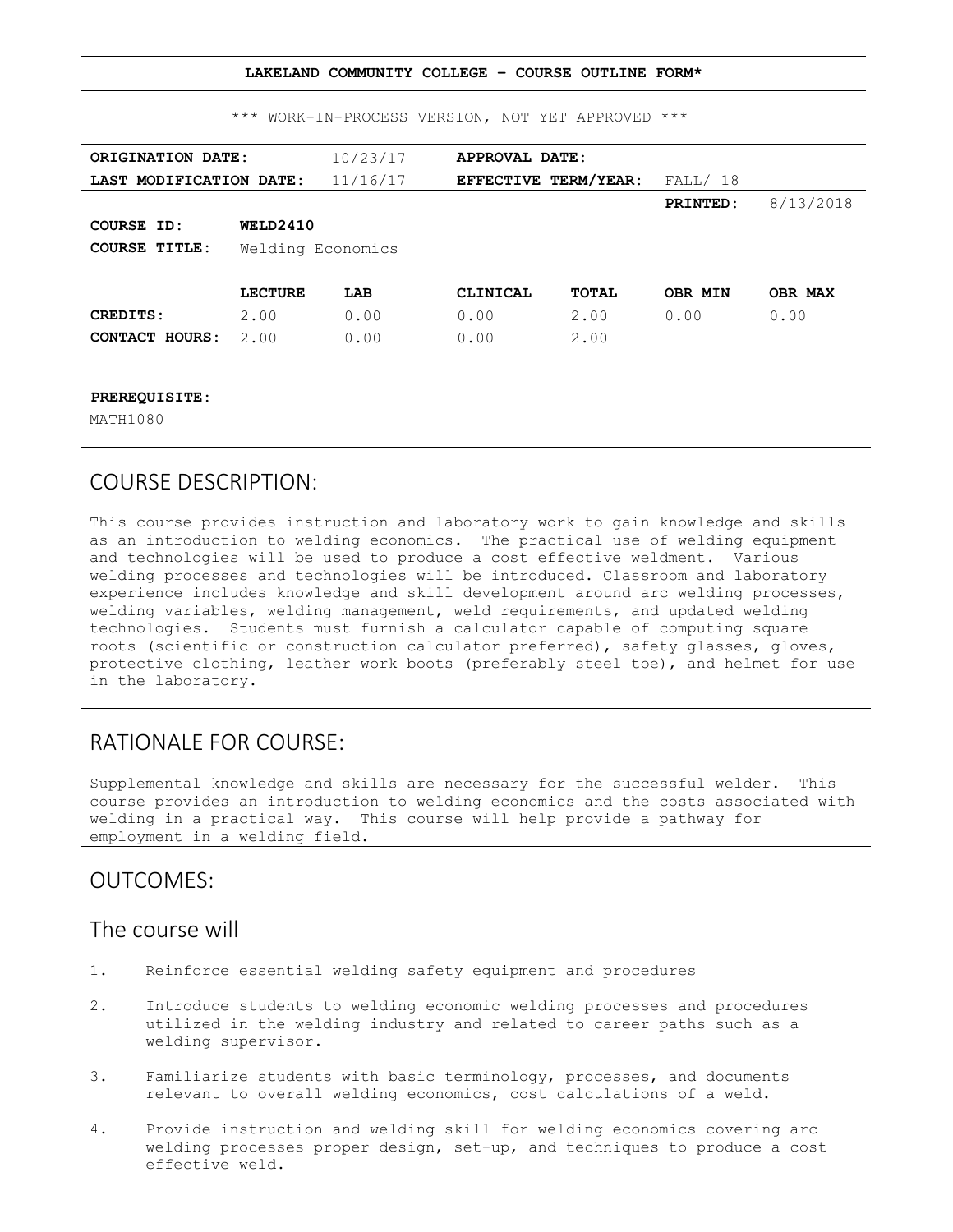**LAKELAND COMMUNITY COLLEGE – COURSE OUTLINE FORM***

*** WORK-IN-PROCESS VERSION, NOT YET APPROVED ***

| | | | | | |
|---|---|---|---|---|---|
| **ORIGINATION DATE:** | 10/23/17 | **APPROVAL DATE:** | | | |
| **LAST MODIFICATION DATE:** | 11/16/17 | **EFFECTIVE TERM/YEAR:** | FALL/ 18 | | |
| | | | | **PRINTED:** | 8/13/2018 |

**COURSE ID:** **WELD2410**

**COURSE TITLE:** Welding Economics

| | LECTURE | LAB | CLINICAL | TOTAL | OBR MIN | OBR MAX |
|---|---|---|---|---|---|---|
| **CREDITS:** | 2.00 | 0.00 | 0.00 | 2.00 | 0.00 | 0.00 |
| **CONTACT HOURS:** | 2.00 | 0.00 | 0.00 | 2.00 | | |

**PREREQUISITE:**

MATH1080

## COURSE DESCRIPTION:

This course provides instruction and laboratory work to gain knowledge and skills as an introduction to welding economics. The practical use of welding equipment and technologies will be used to produce a cost effective weldment. Various welding processes and technologies will be introduced. Classroom and laboratory experience includes knowledge and skill development around arc welding processes, welding variables, welding management, weld requirements, and updated welding technologies. Students must furnish a calculator capable of computing square roots (scientific or construction calculator preferred), safety glasses, gloves, protective clothing, leather work boots (preferably steel toe), and helmet for use in the laboratory.

## RATIONALE FOR COURSE:

Supplemental knowledge and skills are necessary for the successful welder. This course provides an introduction to welding economics and the costs associated with welding in a practical way. This course will help provide a pathway for employment in a welding field.

## OUTCOMES:

### The course will

1. Reinforce essential welding safety equipment and procedures
2. Introduce students to welding economic welding processes and procedures utilized in the welding industry and related to career paths such as a welding supervisor.
3. Familiarize students with basic terminology, processes, and documents relevant to overall welding economics, cost calculations of a weld.
4. Provide instruction and welding skill for welding economics covering arc welding processes proper design, set-up, and techniques to produce a cost effective weld.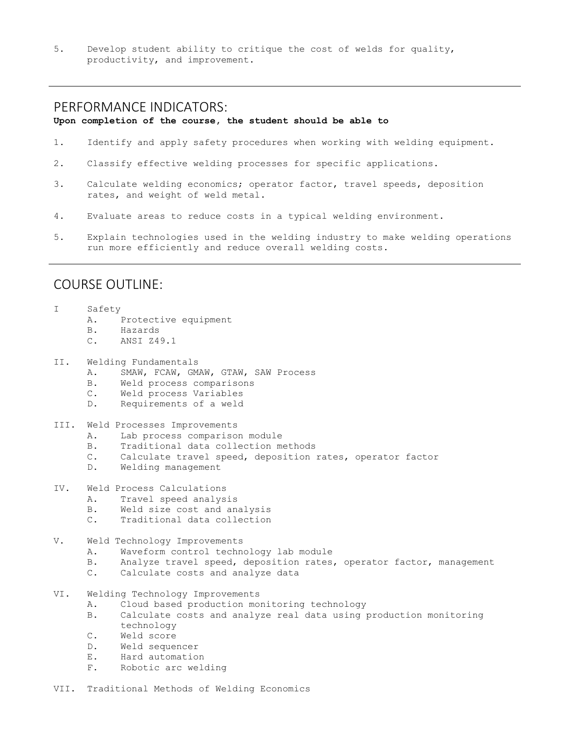5. Develop student ability to critique the cost of welds for quality, productivity, and improvement.

---

## PERFORMANCE INDICATORS:

**Upon completion of the course, the student should be able to**

1. Identify and apply safety procedures when working with welding equipment.
2. Classify effective welding processes for specific applications.
3. Calculate welding economics; operator factor, travel speeds, deposition rates, and weight of weld metal.
4. Evaluate areas to reduce costs in a typical welding environment.
5. Explain technologies used in the welding industry to make welding operations run more efficiently and reduce overall welding costs.

---

## COURSE OUTLINE:

I Safety
- A. Protective equipment
- B. Hazards
- C. ANSI Z49.1

II. Welding Fundamentals
- A. SMAW, FCAW, GMAW, GTAW, SAW Process
- B. Weld process comparisons
- C. Weld process Variables
- D. Requirements of a weld

III. Weld Processes Improvements
- A. Lab process comparison module
- B. Traditional data collection methods
- C. Calculate travel speed, deposition rates, operator factor
- D. Welding management

IV. Weld Process Calculations
- A. Travel speed analysis
- B. Weld size cost and analysis
- C. Traditional data collection

V. Weld Technology Improvements
- A. Waveform control technology lab module
- B. Analyze travel speed, deposition rates, operator factor, management
- C. Calculate costs and analyze data

VI. Welding Technology Improvements
- A. Cloud based production monitoring technology
- B. Calculate costs and analyze real data using production monitoring technology
- C. Weld score
- D. Weld sequencer
- E. Hard automation
- F. Robotic arc welding

VII. Traditional Methods of Welding Economics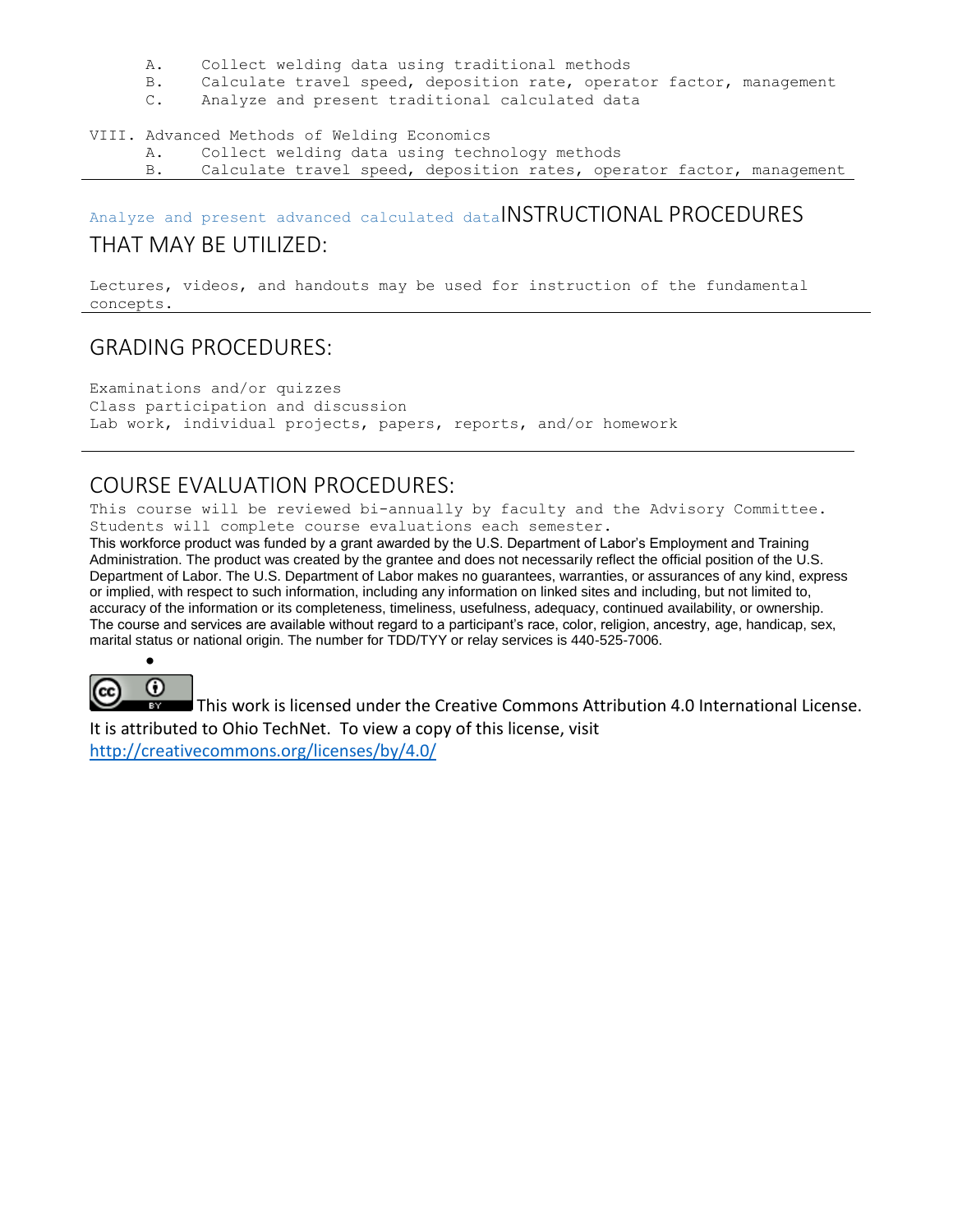A. Collect welding data using traditional methods
B. Calculate travel speed, deposition rate, operator factor, management
C. Analyze and present traditional calculated data

VIII. Advanced Methods of Welding Economics
A. Collect welding data using technology methods
B. Calculate travel speed, deposition rates, operator factor, management

Analyze and present advanced calculated data

## INSTRUCTIONAL PROCEDURES THAT MAY BE UTILIZED:

Lectures, videos, and handouts may be used for instruction of the fundamental concepts.

## GRADING PROCEDURES:

Examinations and/or quizzes
Class participation and discussion
Lab work, individual projects, papers, reports, and/or homework

## COURSE EVALUATION PROCEDURES:

This course will be reviewed bi-annually by faculty and the Advisory Committee. Students will complete course evaluations each semester.

This workforce product was funded by a grant awarded by the U.S. Department of Labor's Employment and Training Administration. The product was created by the grantee and does not necessarily reflect the official position of the U.S. Department of Labor. The U.S. Department of Labor makes no guarantees, warranties, or assurances of any kind, express or implied, with respect to such information, including any information on linked sites and including, but not limited to, accuracy of the information or its completeness, timeliness, usefulness, adequacy, continued availability, or ownership. The course and services are available without regard to a participant's race, color, religion, ancestry, age, handicap, sex, marital status or national origin. The number for TDD/TYY or relay services is 440-525-7006.

This work is licensed under the Creative Commons Attribution 4.0 International License. It is attributed to Ohio TechNet. To view a copy of this license, visit http://creativecommons.org/licenses/by/4.0/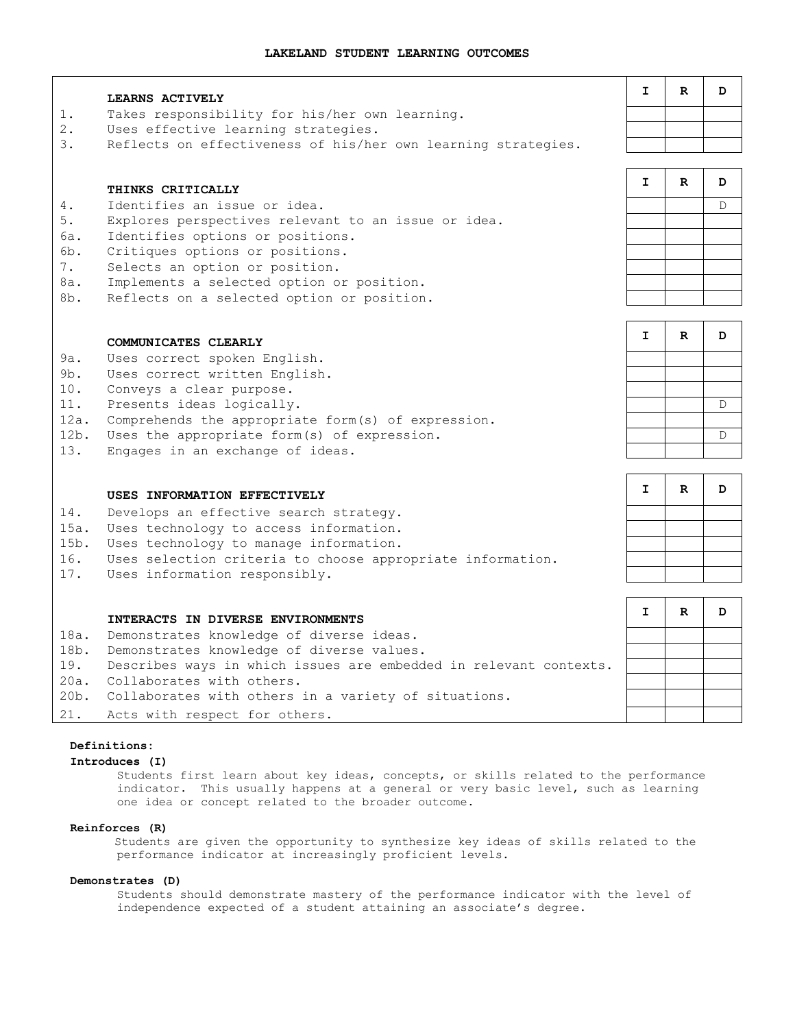# LAKELAND STUDENT LEARNING OUTCOMES

| | | I | R | D |
|---|---|---|---|---|
| | **LEARNS ACTIVELY** | | | |
| 1. | Takes responsibility for his/her own learning. | | | |
| 2. | Uses effective learning strategies. | | | |
| 3. | Reflects on effectiveness of his/her own learning strategies. | | | |

| | | I | R | D |
|---|---|---|---|---|
| | **THINKS CRITICALLY** | | | |
| 4. | Identifies an issue or idea. | | | D |
| 5. | Explores perspectives relevant to an issue or idea. | | | |
| 6a. | Identifies options or positions. | | | |
| 6b. | Critiques options or positions. | | | |
| 7. | Selects an option or position. | | | |
| 8a. | Implements a selected option or position. | | | |
| 8b. | Reflects on a selected option or position. | | | |

| | | I | R | D |
|---|---|---|---|---|
| | **COMMUNICATES CLEARLY** | | | |
| 9a. | Uses correct spoken English. | | | |
| 9b. | Uses correct written English. | | | |
| 10. | Conveys a clear purpose. | | | |
| 11. | Presents ideas logically. | | | D |
| 12a. | Comprehends the appropriate form(s) of expression. | | | |
| 12b. | Uses the appropriate form(s) of expression. | | | D |
| 13. | Engages in an exchange of ideas. | | | |

| | | I | R | D |
|---|---|---|---|---|
| | **USES INFORMATION EFFECTIVELY** | | | |
| 14. | Develops an effective search strategy. | | | |
| 15a. | Uses technology to access information. | | | |
| 15b. | Uses technology to manage information. | | | |
| 16. | Uses selection criteria to choose appropriate information. | | | |
| 17. | Uses information responsibly. | | | |

| | | I | R | D |
|---|---|---|---|---|
| | **INTERACTS IN DIVERSE ENVIRONMENTS** | | | |
| 18a. | Demonstrates knowledge of diverse ideas. | | | |
| 18b. | Demonstrates knowledge of diverse values. | | | |
| 19. | Describes ways in which issues are embedded in relevant contexts. | | | |
| 20a. | Collaborates with others. | | | |
| 20b. | Collaborates with others in a variety of situations. | | | |
| 21. | Acts with respect for others. | | | |

**Definitions:**

**Introduces (I)**

Students first learn about key ideas, concepts, or skills related to the performance indicator. This usually happens at a general or very basic level, such as learning one idea or concept related to the broader outcome.

**Reinforces (R)**

Students are given the opportunity to synthesize key ideas of skills related to the performance indicator at increasingly proficient levels.

**Demonstrates (D)**

Students should demonstrate mastery of the performance indicator with the level of independence expected of a student attaining an associate's degree.